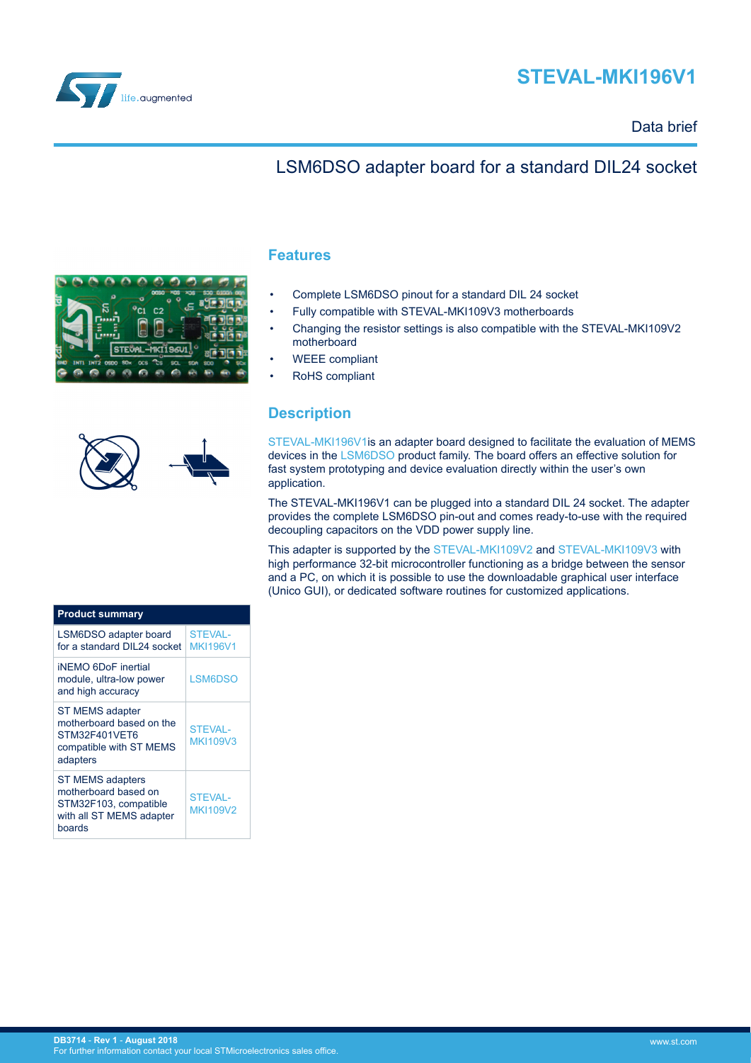# STEVAL-MKI196V1

Data brief

## LSM6DSO adapter board for a standard DIL24 socket

## Features

- Complete LSM6DSO pinout for a standard DIL 24 socket
- Fully compatible with STEVAL-MKI109V3 motherboards
- Changing the resistor settings is also compatible with the STEVAL-MKI109V2 motherboard
- WEEE compliant
- RoHS compliant

## Description

STEVAL-MKI196V1is an adapter board designed to facilitate the evaluation of MEMS devices in the LSM6DSO product family. The board offers an effective solution for fast system prototyping and device evaluation directly within the user's own application.

The STEVAL-MKI196V1 can be plugged into a standard DIL 24 socket. The adapter provides the complete LSM6DSO pin-out and comes ready-to-use with the required decoupling capacitors on the VDD power supply line.

This adapter is supported by the STEVAL-MKI109V2 and STEVAL-MKI109V3 with high performance 32-bit microcontroller functioning as a bridge between the sensor and a PC, on which it is possible to use the downloadable graphical user interface (Unico GUI), or dedicated software routines for customized applications.

| Product summary | |
|---|---|
| LSM6DSO adapter board for a standard DIL24 socket | STEVAL-MKI196V1 |
| iNEMO 6DoF inertial module, ultra-low power and high accuracy | LSM6DSO |
| ST MEMS adapter motherboard based on the STM32F401VET6 compatible with ST MEMS adapters | STEVAL-MKI109V3 |
| ST MEMS adapters motherboard based on STM32F103, compatible with all ST MEMS adapter boards | STEVAL-MKI109V2 |

DB3714 - Rev 1 - August 2018
For further information contact your local STMicroelectronics sales office.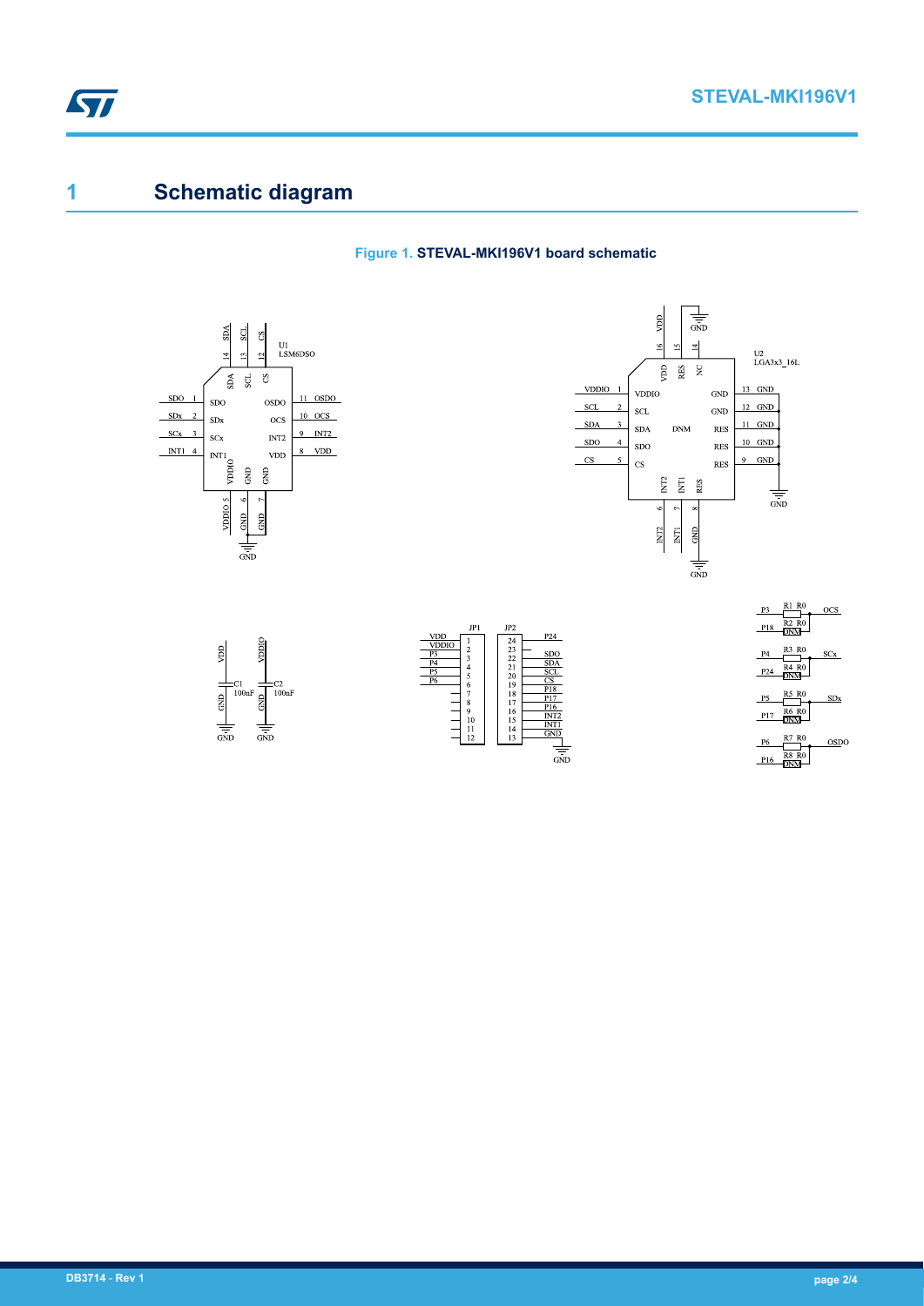# 1 Schematic diagram

Figure 1. STEVAL-MKI196V1 board schematic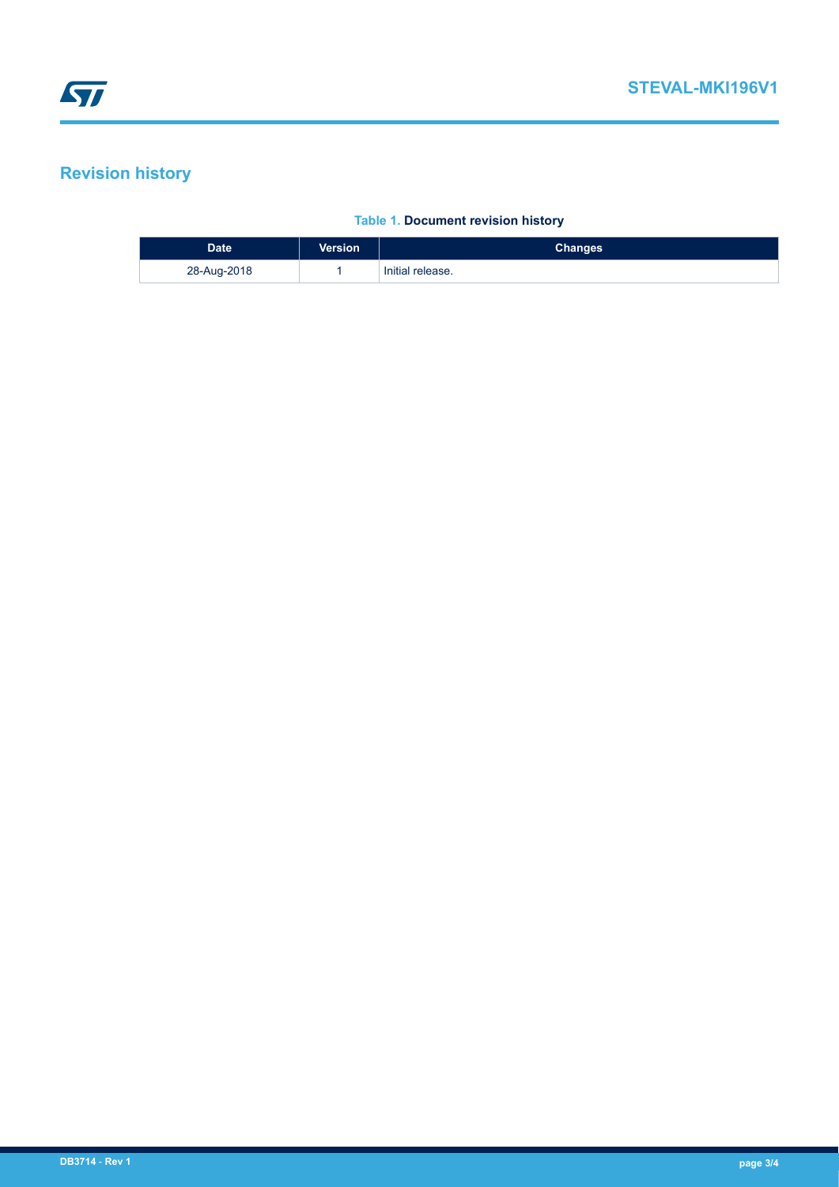## Revision history

**Table 1. Document revision history**

| Date | Version | Changes |
|---|---|---|
| 28-Aug-2018 | 1 | Initial release. |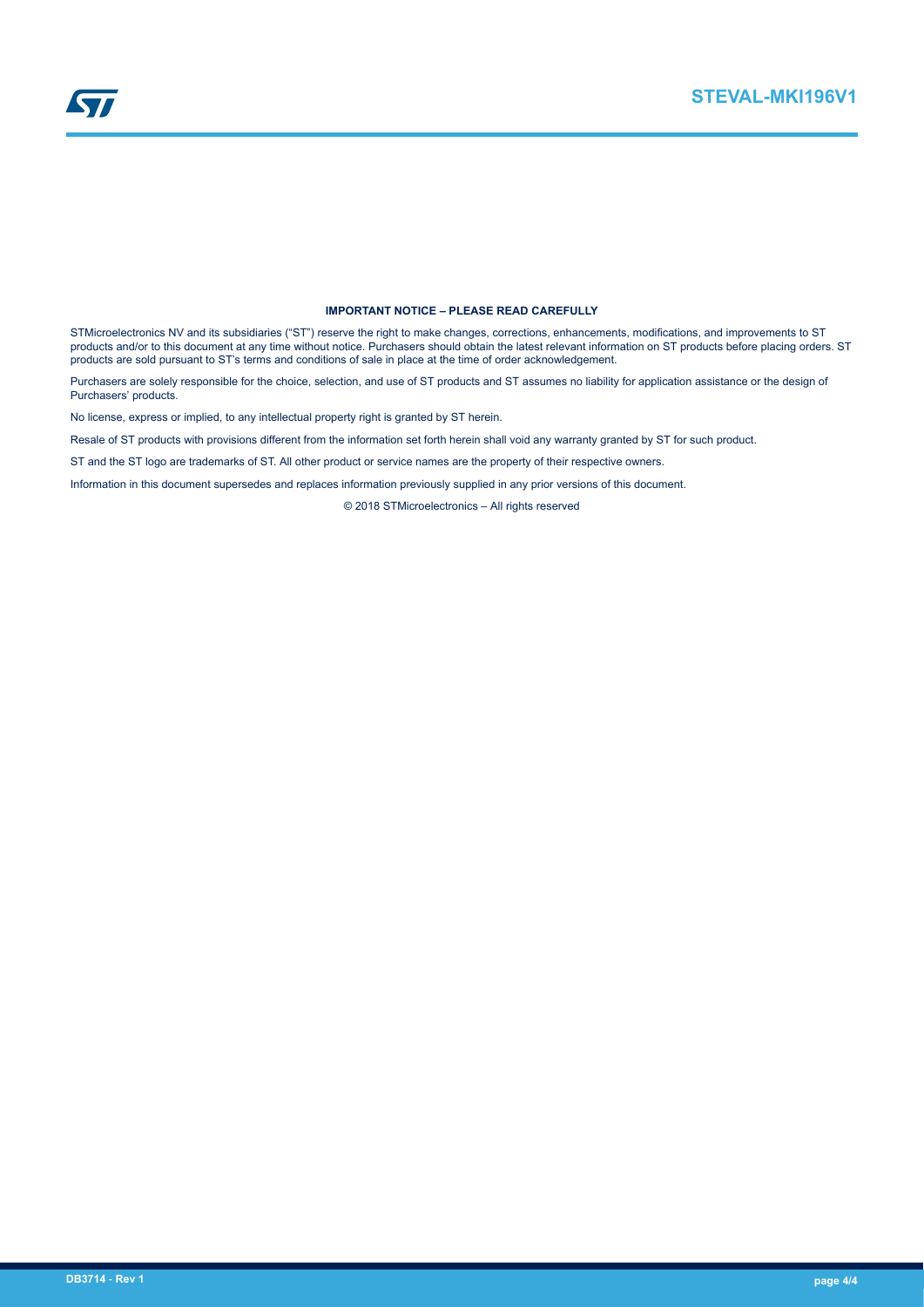**IMPORTANT NOTICE – PLEASE READ CAREFULLY**

STMicroelectronics NV and its subsidiaries ("ST") reserve the right to make changes, corrections, enhancements, modifications, and improvements to ST products and/or to this document at any time without notice. Purchasers should obtain the latest relevant information on ST products before placing orders. ST products are sold pursuant to ST's terms and conditions of sale in place at the time of order acknowledgement.

Purchasers are solely responsible for the choice, selection, and use of ST products and ST assumes no liability for application assistance or the design of Purchasers' products.

No license, express or implied, to any intellectual property right is granted by ST herein.

Resale of ST products with provisions different from the information set forth herein shall void any warranty granted by ST for such product.

ST and the ST logo are trademarks of ST. All other product or service names are the property of their respective owners.

Information in this document supersedes and replaces information previously supplied in any prior versions of this document.

© 2018 STMicroelectronics – All rights reserved